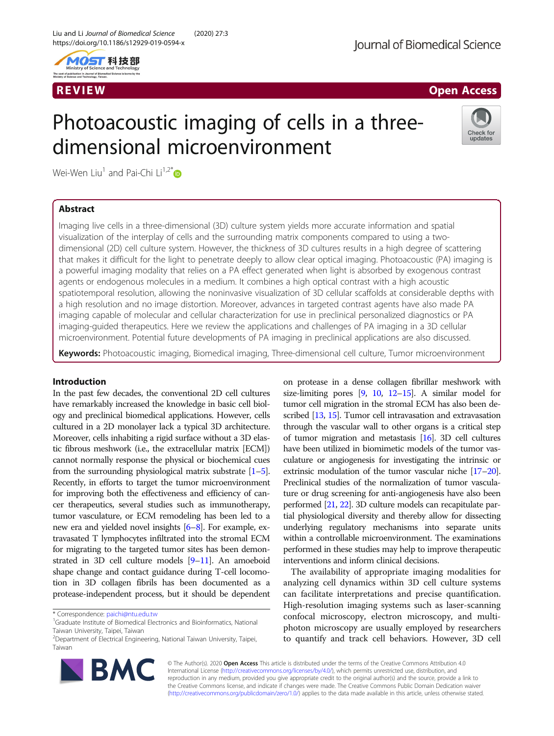REVIEW

Open Access

# Photoacoustic imaging of cells in a three-dimensional microenvironment

Wei-Wen Liu[1] and Pai-Chi Li[1,2*]

## Abstract

Imaging live cells in a three-dimensional (3D) culture system yields more accurate information and spatial visualization of the interplay of cells and the surrounding matrix components compared to using a two-dimensional (2D) cell culture system. However, the thickness of 3D cultures results in a high degree of scattering that makes it difficult for the light to penetrate deeply to allow clear optical imaging. Photoacoustic (PA) imaging is a powerful imaging modality that relies on a PA effect generated when light is absorbed by exogenous contrast agents or endogenous molecules in a medium. It combines a high optical contrast with a high acoustic spatiotemporal resolution, allowing the noninvasive visualization of 3D cellular scaffolds at considerable depths with a high resolution and no image distortion. Moreover, advances in targeted contrast agents have also made PA imaging capable of molecular and cellular characterization for use in preclinical personalized diagnostics or PA imaging-guided therapeutics. Here we review the applications and challenges of PA imaging in a 3D cellular microenvironment. Potential future developments of PA imaging in preclinical applications are also discussed.

**Keywords:** Photoacoustic imaging, Biomedical imaging, Three-dimensional cell culture, Tumor microenvironment

## Introduction

In the past few decades, the conventional 2D cell cultures have remarkably increased the knowledge in basic cell biology and preclinical biomedical applications. However, cells cultured in a 2D monolayer lack a typical 3D architecture. Moreover, cells inhabiting a rigid surface without a 3D elastic fibrous meshwork (i.e., the extracellular matrix [ECM]) cannot normally response the physical or biochemical cues from the surrounding physiological matrix substrate [1–5]. Recently, in efforts to target the tumor microenvironment for improving both the effectiveness and efficiency of cancer therapeutics, several studies such as immunotherapy, tumor vasculature, or ECM remodeling has been led to a new era and yielded novel insights [6–8]. For example, extravasated T lymphocytes infiltrated into the stromal ECM for migrating to the targeted tumor sites has been demonstrated in 3D cell culture models [9–11]. An amoeboid shape change and contact guidance during T-cell locomotion in 3D collagen fibrils has been documented as a protease-independent process, but it should be dependent on protease in a dense collagen fibrillar meshwork with size-limiting pores [9, 10, 12–15]. A similar model for tumor cell migration in the stromal ECM has also been described [13, 15]. Tumor cell intravasation and extravasation through the vascular wall to other organs is a critical step of tumor migration and metastasis [16]. 3D cell cultures have been utilized in biomimetic models of the tumor vasculature or angiogenesis for investigating the intrinsic or extrinsic modulation of the tumor vascular niche [17–20]. Preclinical studies of the normalization of tumor vasculature or drug screening for anti-angiogenesis have also been performed [21, 22]. 3D culture models can recapitulate partial physiological diversity and thereby allow for dissecting underlying regulatory mechanisms into separate units within a controllable microenvironment. The examinations performed in these studies may help to improve therapeutic interventions and inform clinical decisions.

The availability of appropriate imaging modalities for analyzing cell dynamics within 3D cell culture systems can facilitate interpretations and precise quantification. High-resolution imaging systems such as laser-scanning confocal microscopy, electron microscopy, and multiphoton microscopy are usually employed by researchers to quantify and track cell behaviors. However, 3D cell

* Correspondence: paichi@ntu.edu.tw
[1]Graduate Institute of Biomedical Electronics and Bioinformatics, National Taiwan University, Taipei, Taiwan
[2]Department of Electrical Engineering, National Taiwan University, Taipei, Taiwan

© The Author(s). 2020 **Open Access** This article is distributed under the terms of the Creative Commons Attribution 4.0 International License (http://creativecommons.org/licenses/by/4.0/), which permits unrestricted use, distribution, and reproduction in any medium, provided you give appropriate credit to the original author(s) and the source, provide a link to the Creative Commons license, and indicate if changes were made. The Creative Commons Public Domain Dedication waiver (http://creativecommons.org/publicdomain/zero/1.0/) applies to the data made available in this article, unless otherwise stated.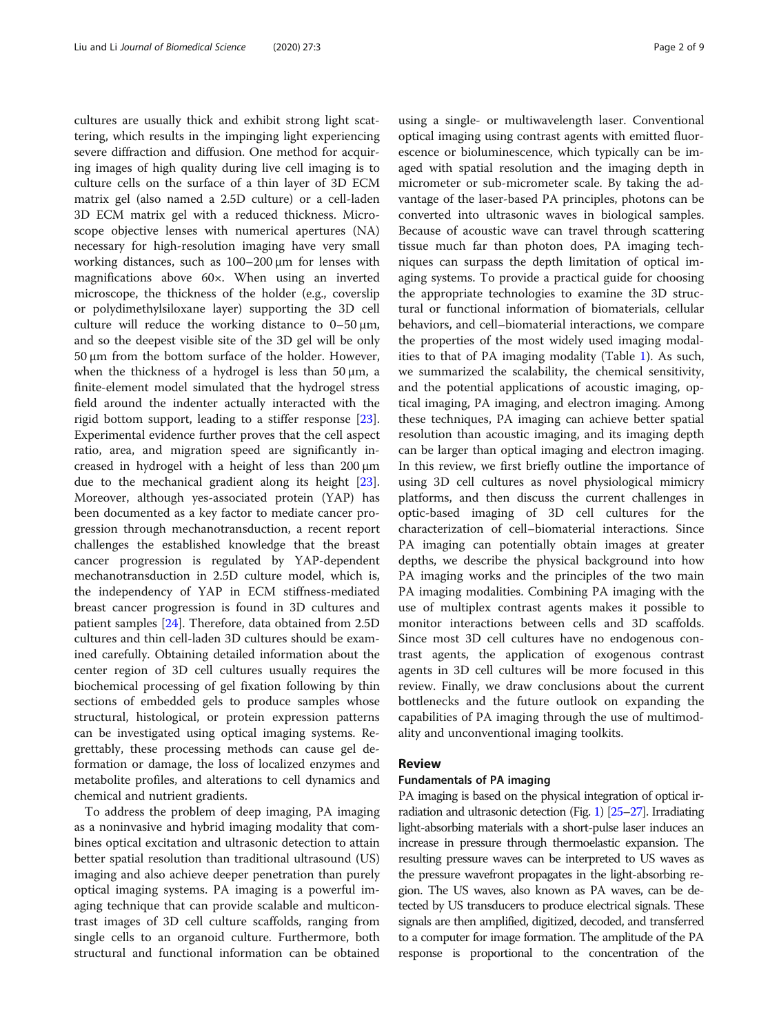cultures are usually thick and exhibit strong light scattering, which results in the impinging light experiencing severe diffraction and diffusion. One method for acquiring images of high quality during live cell imaging is to culture cells on the surface of a thin layer of 3D ECM matrix gel (also named a 2.5D culture) or a cell-laden 3D ECM matrix gel with a reduced thickness. Microscope objective lenses with numerical apertures (NA) necessary for high-resolution imaging have very small working distances, such as 100–200 μm for lenses with magnifications above 60×. When using an inverted microscope, the thickness of the holder (e.g., coverslip or polydimethylsiloxane layer) supporting the 3D cell culture will reduce the working distance to 0–50 μm, and so the deepest visible site of the 3D gel will be only 50 μm from the bottom surface of the holder. However, when the thickness of a hydrogel is less than 50 μm, a finite-element model simulated that the hydrogel stress field around the indenter actually interacted with the rigid bottom support, leading to a stiffer response [23]. Experimental evidence further proves that the cell aspect ratio, area, and migration speed are significantly increased in hydrogel with a height of less than 200 μm due to the mechanical gradient along its height [23]. Moreover, although yes-associated protein (YAP) has been documented as a key factor to mediate cancer progression through mechanotransduction, a recent report challenges the established knowledge that the breast cancer progression is regulated by YAP-dependent mechanotransduction in 2.5D culture model, which is, the independency of YAP in ECM stiffness-mediated breast cancer progression is found in 3D cultures and patient samples [24]. Therefore, data obtained from 2.5D cultures and thin cell-laden 3D cultures should be examined carefully. Obtaining detailed information about the center region of 3D cell cultures usually requires the biochemical processing of gel fixation following by thin sections of embedded gels to produce samples whose structural, histological, or protein expression patterns can be investigated using optical imaging systems. Regrettably, these processing methods can cause gel deformation or damage, the loss of localized enzymes and metabolite profiles, and alterations to cell dynamics and chemical and nutrient gradients.

To address the problem of deep imaging, PA imaging as a noninvasive and hybrid imaging modality that combines optical excitation and ultrasonic detection to attain better spatial resolution than traditional ultrasound (US) imaging and also achieve deeper penetration than purely optical imaging systems. PA imaging is a powerful imaging technique that can provide scalable and multicontrast images of 3D cell culture scaffolds, ranging from single cells to an organoid culture. Furthermore, both structural and functional information can be obtained using a single- or multiwavelength laser. Conventional optical imaging using contrast agents with emitted fluorescence or bioluminescence, which typically can be imaged with spatial resolution and the imaging depth in micrometer or sub-micrometer scale. By taking the advantage of the laser-based PA principles, photons can be converted into ultrasonic waves in biological samples. Because of acoustic wave can travel through scattering tissue much far than photon does, PA imaging techniques can surpass the depth limitation of optical imaging systems. To provide a practical guide for choosing the appropriate technologies to examine the 3D structural or functional information of biomaterials, cellular behaviors, and cell–biomaterial interactions, we compare the properties of the most widely used imaging modalities to that of PA imaging modality (Table 1). As such, we summarized the scalability, the chemical sensitivity, and the potential applications of acoustic imaging, optical imaging, PA imaging, and electron imaging. Among these techniques, PA imaging can achieve better spatial resolution than acoustic imaging, and its imaging depth can be larger than optical imaging and electron imaging. In this review, we first briefly outline the importance of using 3D cell cultures as novel physiological mimicry platforms, and then discuss the current challenges in optic-based imaging of 3D cell cultures for the characterization of cell–biomaterial interactions. Since PA imaging can potentially obtain images at greater depths, we describe the physical background into how PA imaging works and the principles of the two main PA imaging modalities. Combining PA imaging with the use of multiplex contrast agents makes it possible to monitor interactions between cells and 3D scaffolds. Since most 3D cell cultures have no endogenous contrast agents, the application of exogenous contrast agents in 3D cell cultures will be more focused in this review. Finally, we draw conclusions about the current bottlenecks and the future outlook on expanding the capabilities of PA imaging through the use of multimodality and unconventional imaging toolkits.

## Review

### Fundamentals of PA imaging

PA imaging is based on the physical integration of optical irradiation and ultrasonic detection (Fig. 1) [25–27]. Irradiating light-absorbing materials with a short-pulse laser induces an increase in pressure through thermoelastic expansion. The resulting pressure waves can be interpreted to US waves as the pressure wavefront propagates in the light-absorbing region. The US waves, also known as PA waves, can be detected by US transducers to produce electrical signals. These signals are then amplified, digitized, decoded, and transferred to a computer for image formation. The amplitude of the PA response is proportional to the concentration of the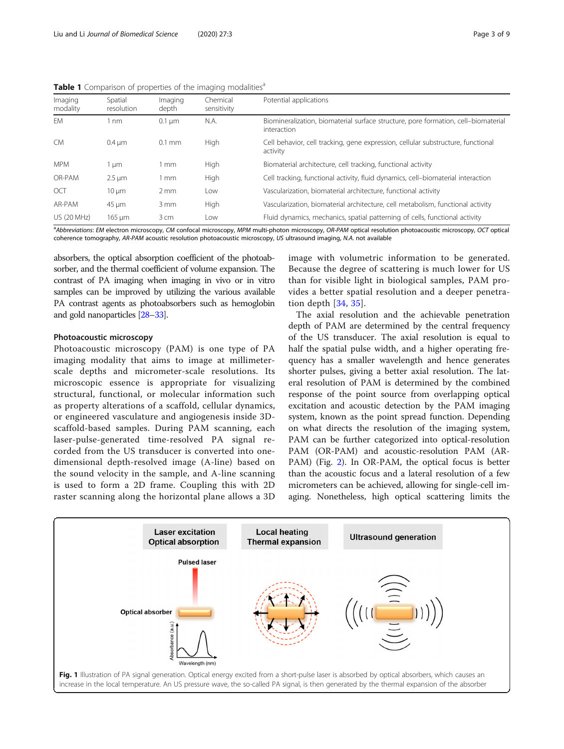Table 1 Comparison of properties of the imaging modalities[a]

| Imaging modality | Spatial resolution | Imaging depth | Chemical sensitivity | Potential applications |
|---|---|---|---|---|
| EM | 1 nm | 0.1 μm | N.A. | Biomineralization, biomaterial surface structure, pore formation, cell–biomaterial interaction |
| CM | 0.4 μm | 0.1 mm | High | Cell behavior, cell tracking, gene expression, cellular substructure, functional activity |
| MPM | 1 μm | 1 mm | High | Biomaterial architecture, cell tracking, functional activity |
| OR-PAM | 2.5 μm | 1 mm | High | Cell tracking, functional activity, fluid dynamics, cell–biomaterial interaction |
| OCT | 10 μm | 2 mm | Low | Vascularization, biomaterial architecture, functional activity |
| AR-PAM | 45 μm | 3 mm | High | Vascularization, biomaterial architecture, cell metabolism, functional activity |
| US (20 MHz) | 165 μm | 3 cm | Low | Fluid dynamics, mechanics, spatial patterning of cells, functional activity |

[a]*Abbreviations*: *EM* electron microscopy, *CM* confocal microscopy, *MPM* multi-photon microscopy, *OR-PAM* optical resolution photoacoustic microscopy, *OCT* optical coherence tomography, *AR-PAM* acoustic resolution photoacoustic microscopy, *US* ultrasound imaging, *N.A.* not available

absorbers, the optical absorption coefficient of the photoabsorber, and the thermal coefficient of volume expansion. The contrast of PA imaging when imaging in vivo or in vitro samples can be improved by utilizing the various available PA contrast agents as photoabsorbers such as hemoglobin and gold nanoparticles [28–33].

### Photoacoustic microscopy

Photoacoustic microscopy (PAM) is one type of PA imaging modality that aims to image at millimeter-scale depths and micrometer-scale resolutions. Its microscopic essence is appropriate for visualizing structural, functional, or molecular information such as property alterations of a scaffold, cellular dynamics, or engineered vasculature and angiogenesis inside 3D-scaffold-based samples. During PAM scanning, each laser-pulse-generated time-resolved PA signal recorded from the US transducer is converted into one-dimensional depth-resolved image (A-line) based on the sound velocity in the sample, and A-line scanning is used to form a 2D frame. Coupling this with 2D raster scanning along the horizontal plane allows a 3D image with volumetric information to be generated. Because the degree of scattering is much lower for US than for visible light in biological samples, PAM provides a better spatial resolution and a deeper penetration depth [34, 35].

The axial resolution and the achievable penetration depth of PAM are determined by the central frequency of the US transducer. The axial resolution is equal to half the spatial pulse width, and a higher operating frequency has a smaller wavelength and hence generates shorter pulses, giving a better axial resolution. The lateral resolution of PAM is determined by the combined response of the point source from overlapping optical excitation and acoustic detection by the PAM imaging system, known as the point spread function. Depending on what directs the resolution of the imaging system, PAM can be further categorized into optical-resolution PAM (OR-PAM) and acoustic-resolution PAM (AR-PAM) (Fig. 2). In OR-PAM, the optical focus is better than the acoustic focus and a lateral resolution of a few micrometers can be achieved, allowing for single-cell imaging. Nonetheless, high optical scattering limits the

Fig. 1 Illustration of PA signal generation. Optical energy excited from a short-pulse laser is absorbed by optical absorbers, which causes an increase in the local temperature. An US pressure wave, the so-called PA signal, is then generated by the thermal expansion of the absorber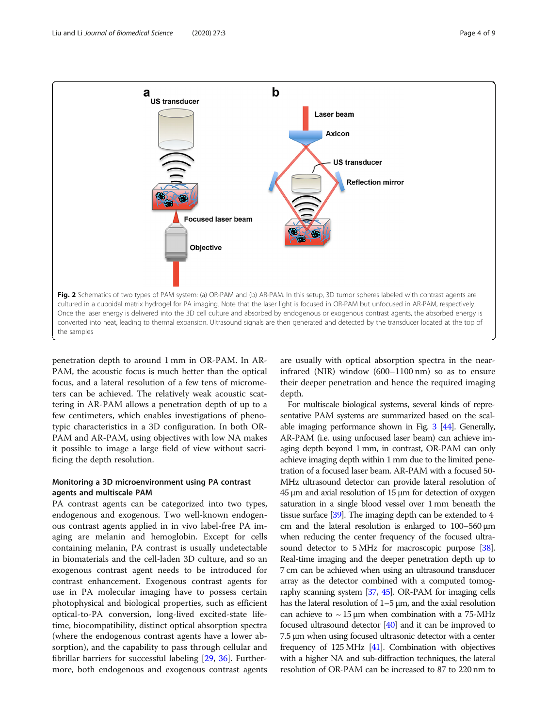**Fig. 2** Schematics of two types of PAM system: (a) OR-PAM and (b) AR-PAM. In this setup, 3D tumor spheres labeled with contrast agents are cultured in a cuboidal matrix hydrogel for PA imaging. Note that the laser light is focused in OR-PAM but unfocused in AR-PAM, respectively. Once the laser energy is delivered into the 3D cell culture and absorbed by endogenous or exogenous contrast agents, the absorbed energy is converted into heat, leading to thermal expansion. Ultrasound signals are then generated and detected by the transducer located at the top of the samples

penetration depth to around 1 mm in OR-PAM. In AR-PAM, the acoustic focus is much better than the optical focus, and a lateral resolution of a few tens of micrometers can be achieved. The relatively weak acoustic scattering in AR-PAM allows a penetration depth of up to a few centimeters, which enables investigations of phenotypic characteristics in a 3D configuration. In both OR-PAM and AR-PAM, using objectives with low NA makes it possible to image a large field of view without sacrificing the depth resolution.

## Monitoring a 3D microenvironment using PA contrast agents and multiscale PAM

PA contrast agents can be categorized into two types, endogenous and exogenous. Two well-known endogenous contrast agents applied in in vivo label-free PA imaging are melanin and hemoglobin. Except for cells containing melanin, PA contrast is usually undetectable in biomaterials and the cell-laden 3D culture, and so an exogenous contrast agent needs to be introduced for contrast enhancement. Exogenous contrast agents for use in PA molecular imaging have to possess certain photophysical and biological properties, such as efficient optical-to-PA conversion, long-lived excited-state lifetime, biocompatibility, distinct optical absorption spectra (where the endogenous contrast agents have a lower absorption), and the capability to pass through cellular and fibrillar barriers for successful labeling [29, 36]. Furthermore, both endogenous and exogenous contrast agents are usually with optical absorption spectra in the near-infrared (NIR) window (600–1100 nm) so as to ensure their deeper penetration and hence the required imaging depth.

For multiscale biological systems, several kinds of representative PAM systems are summarized based on the scalable imaging performance shown in Fig. 3 [44]. Generally, AR-PAM (i.e. using unfocused laser beam) can achieve imaging depth beyond 1 mm, in contrast, OR-PAM can only achieve imaging depth within 1 mm due to the limited penetration of a focused laser beam. AR-PAM with a focused 50-MHz ultrasound detector can provide lateral resolution of 45 μm and axial resolution of 15 μm for detection of oxygen saturation in a single blood vessel over 1 mm beneath the tissue surface [39]. The imaging depth can be extended to 4 cm and the lateral resolution is enlarged to 100–560 μm when reducing the center frequency of the focused ultrasound detector to 5 MHz for macroscopic purpose [38]. Real-time imaging and the deeper penetration depth up to 7 cm can be achieved when using an ultrasound transducer array as the detector combined with a computed tomography scanning system [37, 45]. OR-PAM for imaging cells has the lateral resolution of 1–5 μm, and the axial resolution can achieve to ~ 15 μm when combination with a 75-MHz focused ultrasound detector [40] and it can be improved to 7.5 μm when using focused ultrasonic detector with a center frequency of 125 MHz [41]. Combination with objectives with a higher NA and sub-diffraction techniques, the lateral resolution of OR-PAM can be increased to 87 to 220 nm to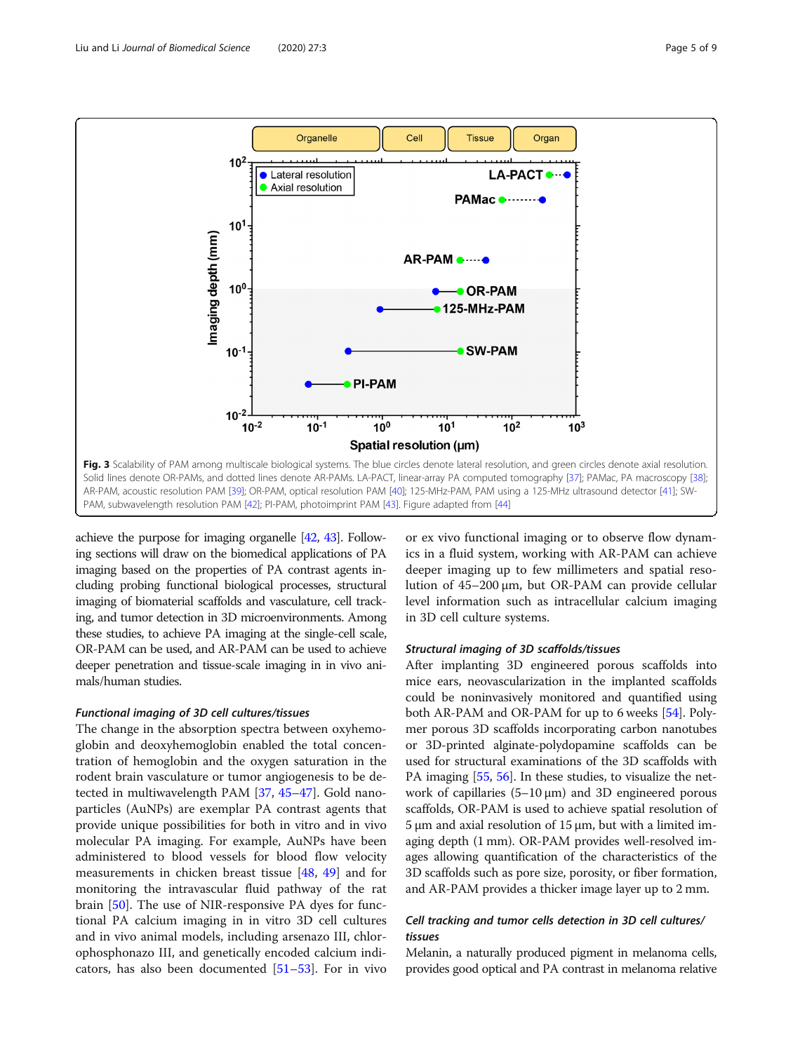**Fig. 3** Scalability of PAM among multiscale biological systems. The blue circles denote lateral resolution, and green circles denote axial resolution. Solid lines denote OR-PAMs, and dotted lines denote AR-PAMs. LA-PACT, linear-array PA computed tomography [37]; PAMac, PA macroscopy [38]; AR-PAM, acoustic resolution PAM [39]; OR-PAM, optical resolution PAM [40]; 125-MHz-PAM, PAM using a 125-MHz ultrasound detector [41]; SW-PAM, subwavelength resolution PAM [42]; PI-PAM, photoimprint PAM [43]. Figure adapted from [44]

achieve the purpose for imaging organelle [42, 43]. Following sections will draw on the biomedical applications of PA imaging based on the properties of PA contrast agents including probing functional biological processes, structural imaging of biomaterial scaffolds and vasculature, cell tracking, and tumor detection in 3D microenvironments. Among these studies, to achieve PA imaging at the single-cell scale, OR-PAM can be used, and AR-PAM can be used to achieve deeper penetration and tissue-scale imaging in in vivo animals/human studies.

### *Functional imaging of 3D cell cultures/tissues*

The change in the absorption spectra between oxyhemoglobin and deoxyhemoglobin enabled the total concentration of hemoglobin and the oxygen saturation in the rodent brain vasculature or tumor angiogenesis to be detected in multiwavelength PAM [37, 45–47]. Gold nanoparticles (AuNPs) are exemplar PA contrast agents that provide unique possibilities for both in vitro and in vivo molecular PA imaging. For example, AuNPs have been administered to blood vessels for blood flow velocity measurements in chicken breast tissue [48, 49] and for monitoring the intravascular fluid pathway of the rat brain [50]. The use of NIR-responsive PA dyes for functional PA calcium imaging in in vitro 3D cell cultures and in vivo animal models, including arsenazo III, chlorophosphonazo III, and genetically encoded calcium indicators, has also been documented [51–53]. For in vivo or ex vivo functional imaging or to observe flow dynamics in a fluid system, working with AR-PAM can achieve deeper imaging up to few millimeters and spatial resolution of 45–200 μm, but OR-PAM can provide cellular level information such as intracellular calcium imaging in 3D cell culture systems.

### *Structural imaging of 3D scaffolds/tissues*

After implanting 3D engineered porous scaffolds into mice ears, neovascularization in the implanted scaffolds could be noninvasively monitored and quantified using both AR-PAM and OR-PAM for up to 6 weeks [54]. Polymer porous 3D scaffolds incorporating carbon nanotubes or 3D-printed alginate-polydopamine scaffolds can be used for structural examinations of the 3D scaffolds with PA imaging [55, 56]. In these studies, to visualize the network of capillaries (5–10 μm) and 3D engineered porous scaffolds, OR-PAM is used to achieve spatial resolution of 5 μm and axial resolution of 15 μm, but with a limited imaging depth (1 mm). OR-PAM provides well-resolved images allowing quantification of the characteristics of the 3D scaffolds such as pore size, porosity, or fiber formation, and AR-PAM provides a thicker image layer up to 2 mm.

### *Cell tracking and tumor cells detection in 3D cell cultures/tissues*

Melanin, a naturally produced pigment in melanoma cells, provides good optical and PA contrast in melanoma relative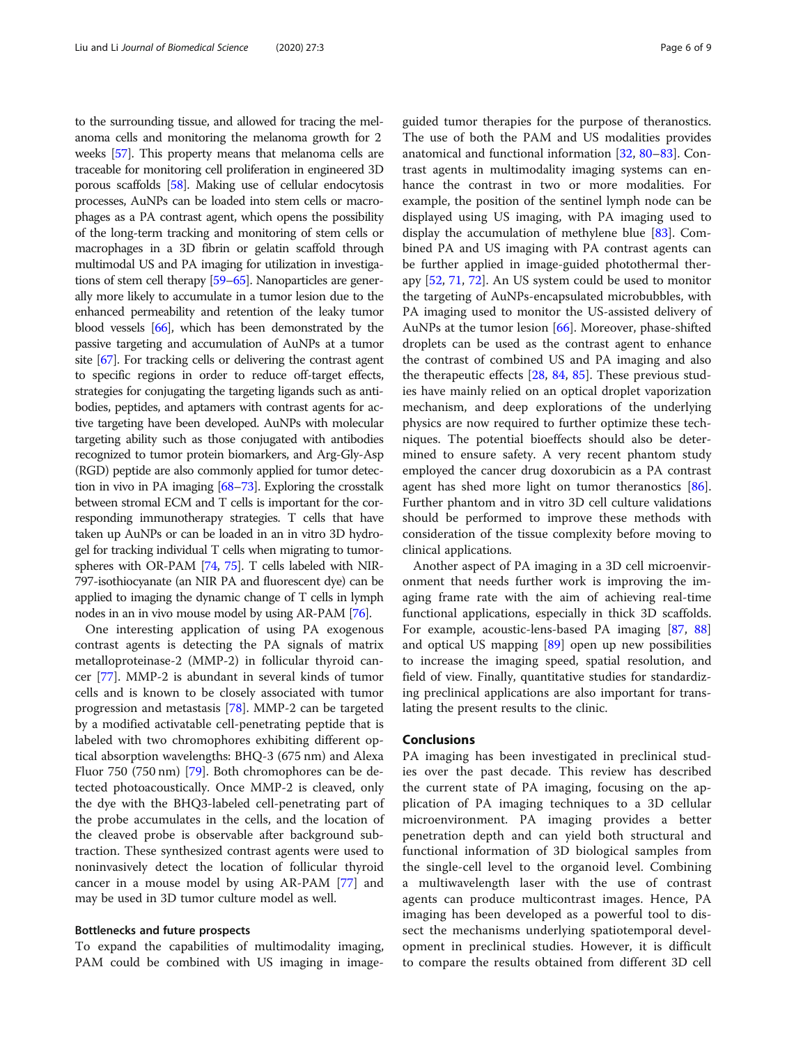to the surrounding tissue, and allowed for tracing the melanoma cells and monitoring the melanoma growth for 2 weeks [57]. This property means that melanoma cells are traceable for monitoring cell proliferation in engineered 3D porous scaffolds [58]. Making use of cellular endocytosis processes, AuNPs can be loaded into stem cells or macrophages as a PA contrast agent, which opens the possibility of the long-term tracking and monitoring of stem cells or macrophages in a 3D fibrin or gelatin scaffold through multimodal US and PA imaging for utilization in investigations of stem cell therapy [59–65]. Nanoparticles are generally more likely to accumulate in a tumor lesion due to the enhanced permeability and retention of the leaky tumor blood vessels [66], which has been demonstrated by the passive targeting and accumulation of AuNPs at a tumor site [67]. For tracking cells or delivering the contrast agent to specific regions in order to reduce off-target effects, strategies for conjugating the targeting ligands such as antibodies, peptides, and aptamers with contrast agents for active targeting have been developed. AuNPs with molecular targeting ability such as those conjugated with antibodies recognized to tumor protein biomarkers, and Arg-Gly-Asp (RGD) peptide are also commonly applied for tumor detection in vivo in PA imaging [68–73]. Exploring the crosstalk between stromal ECM and T cells is important for the corresponding immunotherapy strategies. T cells that have taken up AuNPs or can be loaded in an in vitro 3D hydrogel for tracking individual T cells when migrating to tumorspheres with OR-PAM [74, 75]. T cells labeled with NIR-797-isothiocyanate (an NIR PA and fluorescent dye) can be applied to imaging the dynamic change of T cells in lymph nodes in an in vivo mouse model by using AR-PAM [76].

One interesting application of using PA exogenous contrast agents is detecting the PA signals of matrix metalloproteinase-2 (MMP-2) in follicular thyroid cancer [77]. MMP-2 is abundant in several kinds of tumor cells and is known to be closely associated with tumor progression and metastasis [78]. MMP-2 can be targeted by a modified activatable cell-penetrating peptide that is labeled with two chromophores exhibiting different optical absorption wavelengths: BHQ-3 (675 nm) and Alexa Fluor 750 (750 nm) [79]. Both chromophores can be detected photoacoustically. Once MMP-2 is cleaved, only the dye with the BHQ3-labeled cell-penetrating part of the probe accumulates in the cells, and the location of the cleaved probe is observable after background subtraction. These synthesized contrast agents were used to noninvasively detect the location of follicular thyroid cancer in a mouse model by using AR-PAM [77] and may be used in 3D tumor culture model as well.

### Bottlenecks and future prospects

To expand the capabilities of multimodality imaging, PAM could be combined with US imaging in image-guided tumor therapies for the purpose of theranostics. The use of both the PAM and US modalities provides anatomical and functional information [32, 80–83]. Contrast agents in multimodality imaging systems can enhance the contrast in two or more modalities. For example, the position of the sentinel lymph node can be displayed using US imaging, with PA imaging used to display the accumulation of methylene blue [83]. Combined PA and US imaging with PA contrast agents can be further applied in image-guided photothermal therapy [52, 71, 72]. An US system could be used to monitor the targeting of AuNPs-encapsulated microbubbles, with PA imaging used to monitor the US-assisted delivery of AuNPs at the tumor lesion [66]. Moreover, phase-shifted droplets can be used as the contrast agent to enhance the contrast of combined US and PA imaging and also the therapeutic effects [28, 84, 85]. These previous studies have mainly relied on an optical droplet vaporization mechanism, and deep explorations of the underlying physics are now required to further optimize these techniques. The potential bioeffects should also be determined to ensure safety. A very recent phantom study employed the cancer drug doxorubicin as a PA contrast agent has shed more light on tumor theranostics [86]. Further phantom and in vitro 3D cell culture validations should be performed to improve these methods with consideration of the tissue complexity before moving to clinical applications.

Another aspect of PA imaging in a 3D cell microenvironment that needs further work is improving the imaging frame rate with the aim of achieving real-time functional applications, especially in thick 3D scaffolds. For example, acoustic-lens-based PA imaging [87, 88] and optical US mapping [89] open up new possibilities to increase the imaging speed, spatial resolution, and field of view. Finally, quantitative studies for standardizing preclinical applications are also important for translating the present results to the clinic.

## Conclusions

PA imaging has been investigated in preclinical studies over the past decade. This review has described the current state of PA imaging, focusing on the application of PA imaging techniques to a 3D cellular microenvironment. PA imaging provides a better penetration depth and can yield both structural and functional information of 3D biological samples from the single-cell level to the organoid level. Combining a multiwavelength laser with the use of contrast agents can produce multicontrast images. Hence, PA imaging has been developed as a powerful tool to dissect the mechanisms underlying spatiotemporal development in preclinical studies. However, it is difficult to compare the results obtained from different 3D cell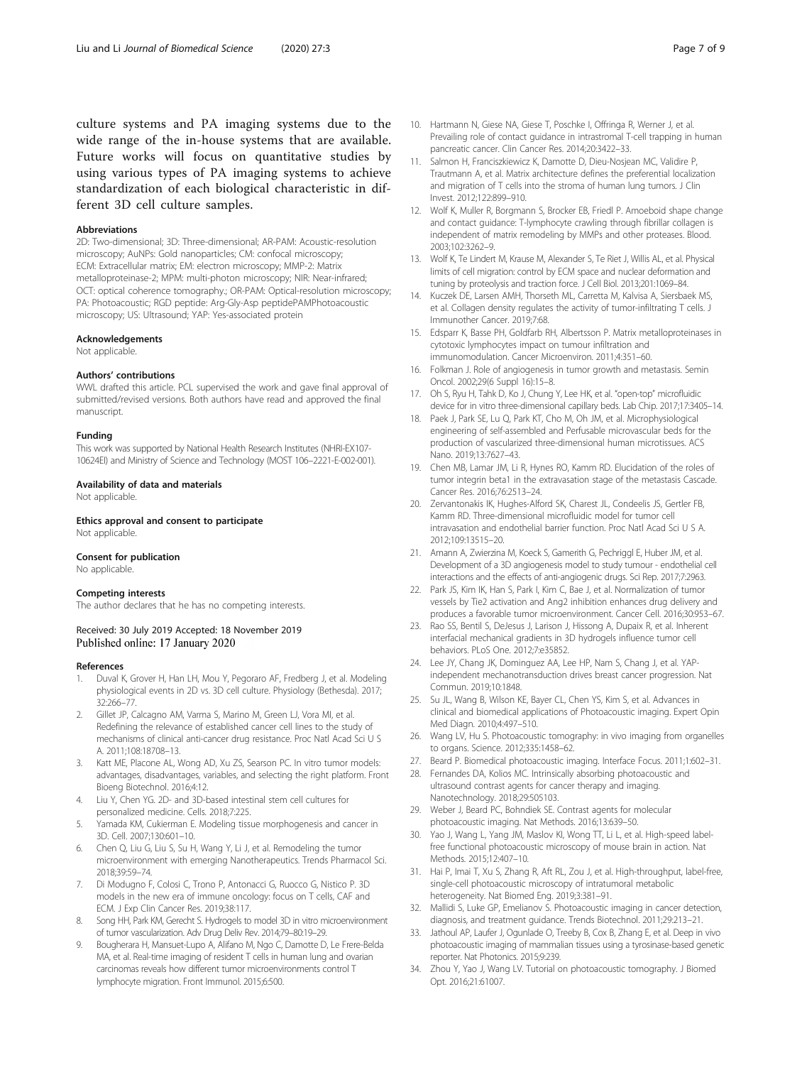culture systems and PA imaging systems due to the wide range of the in-house systems that are available. Future works will focus on quantitative studies by using various types of PA imaging systems to achieve standardization of each biological characteristic in different 3D cell culture samples.

#### Abbreviations

2D: Two-dimensional; 3D: Three-dimensional; AR-PAM: Acoustic-resolution microscopy; AuNPs: Gold nanoparticles; CM: confocal microscopy; ECM: Extracellular matrix; EM: electron microscopy; MMP-2: Matrix metalloproteinase-2; MPM: multi-photon microscopy; NIR: Near-infrared; OCT: optical coherence tomography.; OR-PAM: Optical-resolution microscopy; PA: Photoacoustic; RGD peptide: Arg-Gly-Asp peptidePAMPhotoacoustic microscopy; US: Ultrasound; YAP: Yes-associated protein

#### Acknowledgements

Not applicable.

#### Authors' contributions

WWL drafted this article. PCL supervised the work and gave final approval of submitted/revised versions. Both authors have read and approved the final manuscript.

#### Funding

This work was supported by National Health Research Institutes (NHRI-EX107-10624EI) and Ministry of Science and Technology (MOST 106–2221-E-002-001).

#### Availability of data and materials

Not applicable.

#### Ethics approval and consent to participate

Not applicable.

#### Consent for publication

No applicable.

#### Competing interests

The author declares that he has no competing interests.

Received: 30 July 2019 Accepted: 18 November 2019
Published online: 17 January 2020

#### References

1. Duval K, Grover H, Han LH, Mou Y, Pegoraro AF, Fredberg J, et al. Modeling physiological events in 2D vs. 3D cell culture. Physiology (Bethesda). 2017; 32:266–77.
2. Gillet JP, Calcagno AM, Varma S, Marino M, Green LJ, Vora MI, et al. Redefining the relevance of established cancer cell lines to the study of mechanisms of clinical anti-cancer drug resistance. Proc Natl Acad Sci U S A. 2011;108:18708–13.
3. Katt ME, Placone AL, Wong AD, Xu ZS, Searson PC. In vitro tumor models: advantages, disadvantages, variables, and selecting the right platform. Front Bioeng Biotechnol. 2016;4:12.
4. Liu Y, Chen YG. 2D- and 3D-based intestinal stem cell cultures for personalized medicine. Cells. 2018;7:225.
5. Yamada KM, Cukierman E. Modeling tissue morphogenesis and cancer in 3D. Cell. 2007;130:601–10.
6. Chen Q, Liu G, Liu S, Su H, Wang Y, Li J, et al. Remodeling the tumor microenvironment with emerging Nanotherapeutics. Trends Pharmacol Sci. 2018;39:59–74.
7. Di Modugno F, Colosi C, Trono P, Antonacci G, Ruocco G, Nistico P. 3D models in the new era of immune oncology: focus on T cells, CAF and ECM. J Exp Clin Cancer Res. 2019;38:117.
8. Song HH, Park KM, Gerecht S. Hydrogels to model 3D in vitro microenvironment of tumor vascularization. Adv Drug Deliv Rev. 2014;79–80:19–29.
9. Bougherara H, Mansuet-Lupo A, Alifano M, Ngo C, Damotte D, Le Frere-Belda MA, et al. Real-time imaging of resident T cells in human lung and ovarian carcinomas reveals how different tumor microenvironments control T lymphocyte migration. Front Immunol. 2015;6:500.
10. Hartmann N, Giese NA, Giese T, Poschke I, Offringa R, Werner J, et al. Prevailing role of contact guidance in intrastromal T-cell trapping in human pancreatic cancer. Clin Cancer Res. 2014;20:3422–33.
11. Salmon H, Franciszkiewicz K, Damotte D, Dieu-Nosjean MC, Validire P, Trautmann A, et al. Matrix architecture defines the preferential localization and migration of T cells into the stroma of human lung tumors. J Clin Invest. 2012;122:899–910.
12. Wolf K, Muller R, Borgmann S, Brocker EB, Friedl P. Amoeboid shape change and contact guidance: T-lymphocyte crawling through fibrillar collagen is independent of matrix remodeling by MMPs and other proteases. Blood. 2003;102:3262–9.
13. Wolf K, Te Lindert M, Krause M, Alexander S, Te Riet J, Willis AL, et al. Physical limits of cell migration: control by ECM space and nuclear deformation and tuning by proteolysis and traction force. J Cell Biol. 2013;201:1069–84.
14. Kuczek DE, Larsen AMH, Thorseth ML, Carretta M, Kalvisa A, Siersbaek MS, et al. Collagen density regulates the activity of tumor-infiltrating T cells. J Immunother Cancer. 2019;7:68.
15. Edsparr K, Basse PH, Goldfarb RH, Albertsson P. Matrix metalloproteinases in cytotoxic lymphocytes impact on tumour infiltration and immunomodulation. Cancer Microenviron. 2011;4:351–60.
16. Folkman J. Role of angiogenesis in tumor growth and metastasis. Semin Oncol. 2002;29(6 Suppl 16):15–8.
17. Oh S, Ryu H, Tahk D, Ko J, Chung Y, Lee HK, et al. "open-top" microfluidic device for in vitro three-dimensional capillary beds. Lab Chip. 2017;17:3405–14.
18. Paek J, Park SE, Lu Q, Park KT, Cho M, Oh JM, et al. Microphysiological engineering of self-assembled and Perfusable microvascular beds for the production of vascularized three-dimensional human microtissues. ACS Nano. 2019;13:7627–43.
19. Chen MB, Lamar JM, Li R, Hynes RO, Kamm RD. Elucidation of the roles of tumor integrin beta1 in the extravasation stage of the metastasis Cascade. Cancer Res. 2016;76:2513–24.
20. Zervantonakis IK, Hughes-Alford SK, Charest JL, Condeelis JS, Gertler FB, Kamm RD. Three-dimensional microfluidic model for tumor cell intravasation and endothelial barrier function. Proc Natl Acad Sci U S A. 2012;109:13515–20.
21. Amann A, Zwierzina M, Koeck S, Gamerith G, Pechriggl E, Huber JM, et al. Development of a 3D angiogenesis model to study tumour - endothelial cell interactions and the effects of anti-angiogenic drugs. Sci Rep. 2017;7:2963.
22. Park JS, Kim IK, Han S, Park I, Kim C, Bae J, et al. Normalization of tumor vessels by Tie2 activation and Ang2 inhibition enhances drug delivery and produces a favorable tumor microenvironment. Cancer Cell. 2016;30:953–67.
23. Rao SS, Bentil S, DeJesus J, Larison J, Hissong A, Dupaix R, et al. Inherent interfacial mechanical gradients in 3D hydrogels influence tumor cell behaviors. PLoS One. 2012;7:e35852.
24. Lee JY, Chang JK, Dominguez AA, Lee HP, Nam S, Chang J, et al. YAP-independent mechanotransduction drives breast cancer progression. Nat Commun. 2019;10:1848.
25. Su JL, Wang B, Wilson KE, Bayer CL, Chen YS, Kim S, et al. Advances in clinical and biomedical applications of Photoacoustic imaging. Expert Opin Med Diagn. 2010;4:497–510.
26. Wang LV, Hu S. Photoacoustic tomography: in vivo imaging from organelles to organs. Science. 2012;335:1458–62.
27. Beard P. Biomedical photoacoustic imaging. Interface Focus. 2011;1:602–31.
28. Fernandes DA, Kolios MC. Intrinsically absorbing photoacoustic and ultrasound contrast agents for cancer therapy and imaging. Nanotechnology. 2018;29:505103.
29. Weber J, Beard PC, Bohndiek SE. Contrast agents for molecular photoacoustic imaging. Nat Methods. 2016;13:639–50.
30. Yao J, Wang L, Yang JM, Maslov KI, Wong TT, Li L, et al. High-speed label-free functional photoacoustic microscopy of mouse brain in action. Nat Methods. 2015;12:407–10.
31. Hai P, Imai T, Xu S, Zhang R, Aft RL, Zou J, et al. High-throughput, label-free, single-cell photoacoustic microscopy of intratumoral metabolic heterogeneity. Nat Biomed Eng. 2019;3:381–91.
32. Mallidi S, Luke GP, Emelianov S. Photoacoustic imaging in cancer detection, diagnosis, and treatment guidance. Trends Biotechnol. 2011;29:213–21.
33. Jathoul AP, Laufer J, Ogunlade O, Treeby B, Cox B, Zhang E, et al. Deep in vivo photoacoustic imaging of mammalian tissues using a tyrosinase-based genetic reporter. Nat Photonics. 2015;9:239.
34. Zhou Y, Yao J, Wang LV. Tutorial on photoacoustic tomography. J Biomed Opt. 2016;21:61007.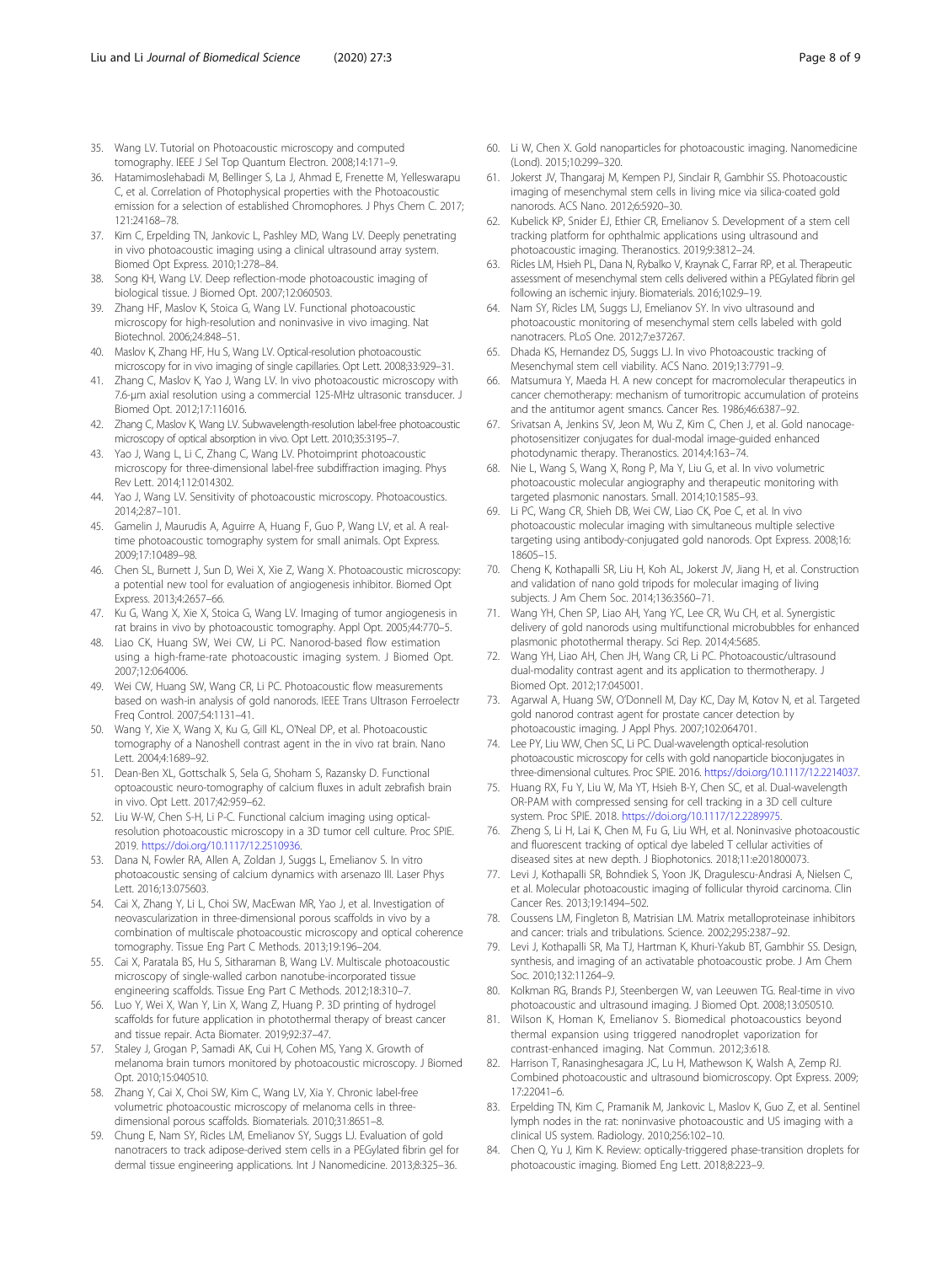35. Wang LV. Tutorial on Photoacoustic microscopy and computed tomography. IEEE J Sel Top Quantum Electron. 2008;14:171–9.
36. Hatamimoslehabadi M, Bellinger S, La J, Ahmad E, Frenette M, Yelleswarapu C, et al. Correlation of Photophysical properties with the Photoacoustic emission for a selection of established Chromophores. J Phys Chem C. 2017; 121:24168–78.
37. Kim C, Erpelding TN, Jankovic L, Pashley MD, Wang LV. Deeply penetrating in vivo photoacoustic imaging using a clinical ultrasound array system. Biomed Opt Express. 2010;1:278–84.
38. Song KH, Wang LV. Deep reflection-mode photoacoustic imaging of biological tissue. J Biomed Opt. 2007;12:060503.
39. Zhang HF, Maslov K, Stoica G, Wang LV. Functional photoacoustic microscopy for high-resolution and noninvasive in vivo imaging. Nat Biotechnol. 2006;24:848–51.
40. Maslov K, Zhang HF, Hu S, Wang LV. Optical-resolution photoacoustic microscopy for in vivo imaging of single capillaries. Opt Lett. 2008;33:929–31.
41. Zhang C, Maslov K, Yao J, Wang LV. In vivo photoacoustic microscopy with 7.6-μm axial resolution using a commercial 125-MHz ultrasonic transducer. J Biomed Opt. 2012;17:116016.
42. Zhang C, Maslov K, Wang LV. Subwavelength-resolution label-free photoacoustic microscopy of optical absorption in vivo. Opt Lett. 2010;35:3195–7.
43. Yao J, Wang L, Li C, Zhang C, Wang LV. Photoimprint photoacoustic microscopy for three-dimensional label-free subdiffraction imaging. Phys Rev Lett. 2014;112:014302.
44. Yao J, Wang LV. Sensitivity of photoacoustic microscopy. Photoacoustics. 2014;2:87–101.
45. Gamelin J, Maurudis A, Aguirre A, Huang F, Guo P, Wang LV, et al. A real-time photoacoustic tomography system for small animals. Opt Express. 2009;17:10489–98.
46. Chen SL, Burnett J, Sun D, Wei X, Xie Z, Wang X. Photoacoustic microscopy: a potential new tool for evaluation of angiogenesis inhibitor. Biomed Opt Express. 2013;4:2657–66.
47. Ku G, Wang X, Xie X, Stoica G, Wang LV. Imaging of tumor angiogenesis in rat brains in vivo by photoacoustic tomography. Appl Opt. 2005;44:770–5.
48. Liao CK, Huang SW, Wei CW, Li PC. Nanorod-based flow estimation using a high-frame-rate photoacoustic imaging system. J Biomed Opt. 2007;12:064006.
49. Wei CW, Huang SW, Wang CR, Li PC. Photoacoustic flow measurements based on wash-in analysis of gold nanorods. IEEE Trans Ultrason Ferroelectr Freq Control. 2007;54:1131–41.
50. Wang Y, Xie X, Wang X, Ku G, Gill KL, O'Neal DP, et al. Photoacoustic tomography of a Nanoshell contrast agent in the in vivo rat brain. Nano Lett. 2004;4:1689–92.
51. Dean-Ben XL, Gottschalk S, Sela G, Shoham S, Razansky D. Functional optoacoustic neuro-tomography of calcium fluxes in adult zebrafish brain in vivo. Opt Lett. 2017;42:959–62.
52. Liu W-W, Chen S-H, Li P-C. Functional calcium imaging using optical-resolution photoacoustic microscopy in a 3D tumor cell culture. Proc SPIE. 2019. https://doi.org/10.1117/12.2510936.
53. Dana N, Fowler RA, Allen A, Zoldan J, Suggs L, Emelianov S. In vitro photoacoustic sensing of calcium dynamics with arsenazo III. Laser Phys Lett. 2016;13:075603.
54. Cai X, Zhang Y, Li L, Choi SW, MacEwan MR, Yao J, et al. Investigation of neovascularization in three-dimensional porous scaffolds in vivo by a combination of multiscale photoacoustic microscopy and optical coherence tomography. Tissue Eng Part C Methods. 2013;19:196–204.
55. Cai X, Paratala BS, Hu S, Sitharaman B, Wang LV. Multiscale photoacoustic microscopy of single-walled carbon nanotube-incorporated tissue engineering scaffolds. Tissue Eng Part C Methods. 2012;18:310–7.
56. Luo Y, Wei X, Wan Y, Lin X, Wang Z, Huang P. 3D printing of hydrogel scaffolds for future application in photothermal therapy of breast cancer and tissue repair. Acta Biomater. 2019;92:37–47.
57. Staley J, Grogan P, Samadi AK, Cui H, Cohen MS, Yang X. Growth of melanoma brain tumors monitored by photoacoustic microscopy. J Biomed Opt. 2010;15:040510.
58. Zhang Y, Cai X, Choi SW, Kim C, Wang LV, Xia Y. Chronic label-free volumetric photoacoustic microscopy of melanoma cells in three-dimensional porous scaffolds. Biomaterials. 2010;31:8651–8.
59. Chung E, Nam SY, Ricles LM, Emelianov SY, Suggs LJ. Evaluation of gold nanotracers to track adipose-derived stem cells in a PEGylated fibrin gel for dermal tissue engineering applications. Int J Nanomedicine. 2013;8:325–36.
60. Li W, Chen X. Gold nanoparticles for photoacoustic imaging. Nanomedicine (Lond). 2015;10:299–320.
61. Jokerst JV, Thangaraj M, Kempen PJ, Sinclair R, Gambhir SS. Photoacoustic imaging of mesenchymal stem cells in living mice via silica-coated gold nanorods. ACS Nano. 2012;6:5920–30.
62. Kubelick KP, Snider EJ, Ethier CR, Emelianov S. Development of a stem cell tracking platform for ophthalmic applications using ultrasound and photoacoustic imaging. Theranostics. 2019;9:3812–24.
63. Ricles LM, Hsieh PL, Dana N, Rybalko V, Kraynak C, Farrar RP, et al. Therapeutic assessment of mesenchymal stem cells delivered within a PEGylated fibrin gel following an ischemic injury. Biomaterials. 2016;102:9–19.
64. Nam SY, Ricles LM, Suggs LJ, Emelianov SY. In vivo ultrasound and photoacoustic monitoring of mesenchymal stem cells labeled with gold nanotracers. PLoS One. 2012;7:e37267.
65. Dhada KS, Hernandez DS, Suggs LJ. In vivo Photoacoustic tracking of Mesenchymal stem cell viability. ACS Nano. 2019;13:7791–9.
66. Matsumura Y, Maeda H. A new concept for macromolecular therapeutics in cancer chemotherapy: mechanism of tumoritropic accumulation of proteins and the antitumor agent smancs. Cancer Res. 1986;46:6387–92.
67. Srivatsan A, Jenkins SV, Jeon M, Wu Z, Kim C, Chen J, et al. Gold nanocage-photosensitizer conjugates for dual-modal image-guided enhanced photodynamic therapy. Theranostics. 2014;4:163–74.
68. Nie L, Wang S, Wang X, Rong P, Ma Y, Liu G, et al. In vivo volumetric photoacoustic molecular angiography and therapeutic monitoring with targeted plasmonic nanostars. Small. 2014;10:1585–93.
69. Li PC, Wang CR, Shieh DB, Wei CW, Liao CK, Poe C, et al. In vivo photoacoustic molecular imaging with simultaneous multiple selective targeting using antibody-conjugated gold nanorods. Opt Express. 2008;16: 18605–15.
70. Cheng K, Kothapalli SR, Liu H, Koh AL, Jokerst JV, Jiang H, et al. Construction and validation of nano gold tripods for molecular imaging of living subjects. J Am Chem Soc. 2014;136:3560–71.
71. Wang YH, Chen SP, Liao AH, Yang YC, Lee CR, Wu CH, et al. Synergistic delivery of gold nanorods using multifunctional microbubbles for enhanced plasmonic photothermal therapy. Sci Rep. 2014;4:5685.
72. Wang YH, Liao AH, Chen JH, Wang CR, Li PC. Photoacoustic/ultrasound dual-modality contrast agent and its application to thermotherapy. J Biomed Opt. 2012;17:045001.
73. Agarwal A, Huang SW, O'Donnell M, Day KC, Day M, Kotov N, et al. Targeted gold nanorod contrast agent for prostate cancer detection by photoacoustic imaging. J Appl Phys. 2007;102:064701.
74. Lee PY, Liu WW, Chen SC, Li PC. Dual-wavelength optical-resolution photoacoustic microscopy for cells with gold nanoparticle bioconjugates in three-dimensional cultures. Proc SPIE. 2016. https://doi.org/10.1117/12.2214037.
75. Huang RX, Fu Y, Liu W, Ma YT, Hsieh B-Y, Chen SC, et al. Dual-wavelength OR-PAM with compressed sensing for cell tracking in a 3D cell culture system. Proc SPIE. 2018. https://doi.org/10.1117/12.2289975.
76. Zheng S, Li H, Lai K, Chen M, Fu G, Liu WH, et al. Noninvasive photoacoustic and fluorescent tracking of optical dye labeled T cellular activities of diseased sites at new depth. J Biophotonics. 2018;11:e201800073.
77. Levi J, Kothapalli SR, Bohndiek S, Yoon JK, Dragulescu-Andrasi A, Nielsen C, et al. Molecular photoacoustic imaging of follicular thyroid carcinoma. Clin Cancer Res. 2013;19:1494–502.
78. Coussens LM, Fingleton B, Matrisian LM. Matrix metalloproteinase inhibitors and cancer: trials and tribulations. Science. 2002;295:2387–92.
79. Levi J, Kothapalli SR, Ma TJ, Hartman K, Khuri-Yakub BT, Gambhir SS. Design, synthesis, and imaging of an activatable photoacoustic probe. J Am Chem Soc. 2010;132:11264–9.
80. Kolkman RG, Brands PJ, Steenbergen W, van Leeuwen TG. Real-time in vivo photoacoustic and ultrasound imaging. J Biomed Opt. 2008;13:050510.
81. Wilson K, Homan K, Emelianov S. Biomedical photoacoustics beyond thermal expansion using triggered nanodroplet vaporization for contrast-enhanced imaging. Nat Commun. 2012;3:618.
82. Harrison T, Ranasinghesagara JC, Lu H, Mathewson K, Walsh A, Zemp RJ. Combined photoacoustic and ultrasound biomicroscopy. Opt Express. 2009; 17:22041–6.
83. Erpelding TN, Kim C, Pramanik M, Jankovic L, Maslov K, Guo Z, et al. Sentinel lymph nodes in the rat: noninvasive photoacoustic and US imaging with a clinical US system. Radiology. 2010;256:102–10.
84. Chen Q, Yu J, Kim K. Review: optically-triggered phase-transition droplets for photoacoustic imaging. Biomed Eng Lett. 2018;8:223–9.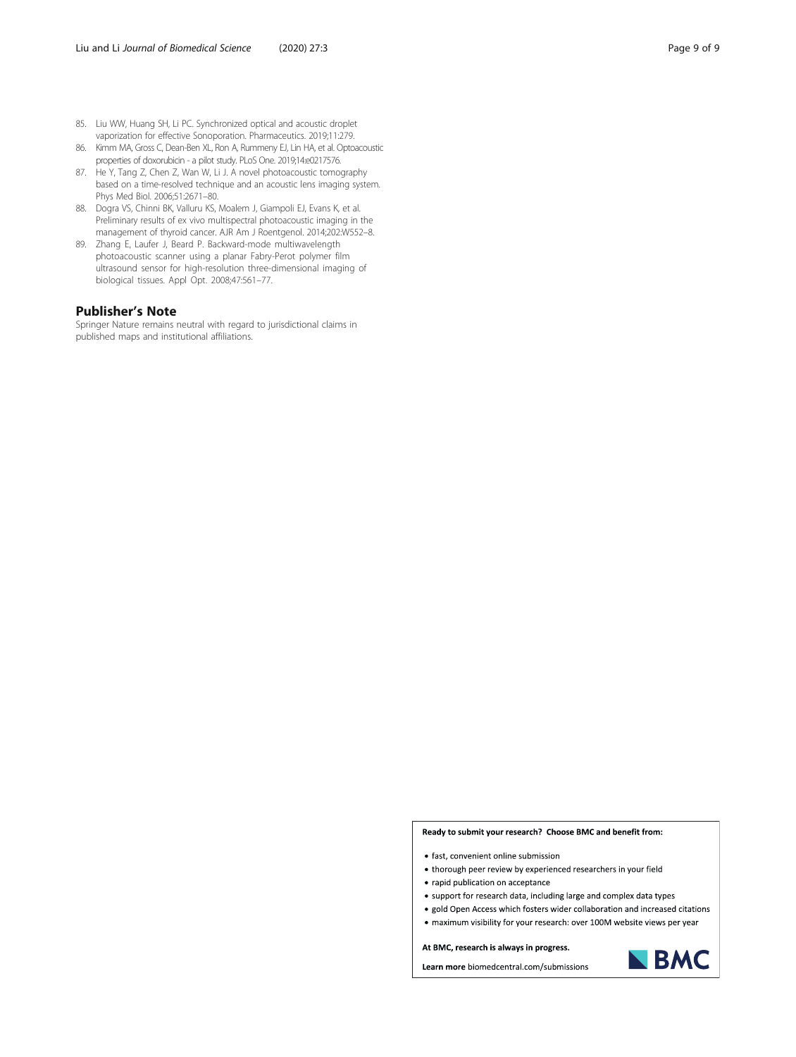85. Liu WW, Huang SH, Li PC. Synchronized optical and acoustic droplet vaporization for effective Sonoporation. Pharmaceutics. 2019;11:279.
86. Kimm MA, Gross C, Dean-Ben XL, Ron A, Rummeny EJ, Lin HA, et al. Optoacoustic properties of doxorubicin - a pilot study. PLoS One. 2019;14:e0217576.
87. He Y, Tang Z, Chen Z, Wan W, Li J. A novel photoacoustic tomography based on a time-resolved technique and an acoustic lens imaging system. Phys Med Biol. 2006;51:2671–80.
88. Dogra VS, Chinni BK, Valluru KS, Moalem J, Giampoli EJ, Evans K, et al. Preliminary results of ex vivo multispectral photoacoustic imaging in the management of thyroid cancer. AJR Am J Roentgenol. 2014;202:W552–8.
89. Zhang E, Laufer J, Beard P. Backward-mode multiwavelength photoacoustic scanner using a planar Fabry-Perot polymer film ultrasound sensor for high-resolution three-dimensional imaging of biological tissues. Appl Opt. 2008;47:561–77.

## Publisher's Note

Springer Nature remains neutral with regard to jurisdictional claims in published maps and institutional affiliations.

**Ready to submit your research? Choose BMC and benefit from:**

- fast, convenient online submission
- thorough peer review by experienced researchers in your field
- rapid publication on acceptance
- support for research data, including large and complex data types
- gold Open Access which fosters wider collaboration and increased citations
- maximum visibility for your research: over 100M website views per year

**At BMC, research is always in progress.**

**Learn more** biomedcentral.com/submissions